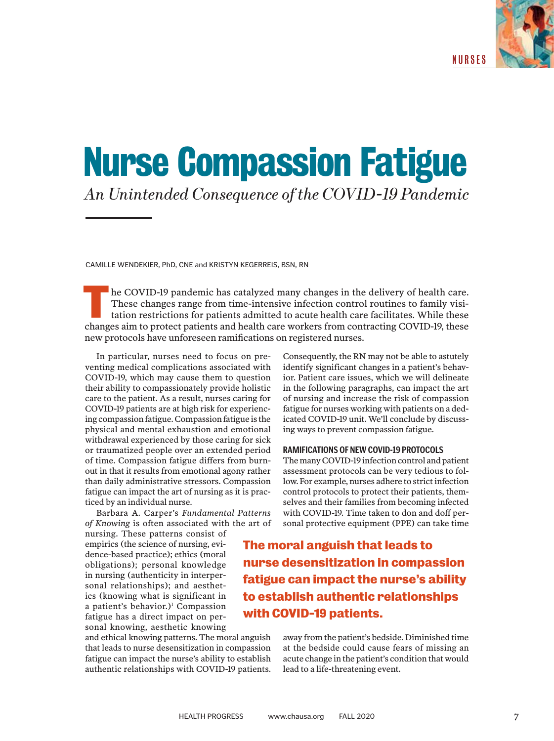# Nurse Compassion Fatigue

*An Unintended Consequence of the COVID-19 Pandemic*

CAMILLE WENDEKIER, PhD, CNE and KRISTYN KEGERREIS, BSN, RN

The COVID-19 pandemic has catalyzed many changes in the delivery of health care. These changes range from time-intensive infection control routines to family visitation restrictions for patients admitted to acute health care facilitates. While these changes aim to protect patients and health care workers from contracting COVID-19, these new protocols have unforeseen ramifications on registered nurses.

In particular, nurses need to focus on preventing medical complications associated with COVID-19, which may cause them to question their ability to compassionately provide holistic care to the patient. As a result, nurses caring for COVID-19 patients are at high risk for experiencing compassion fatigue. Compassion fatigue is the physical and mental exhaustion and emotional withdrawal experienced by those caring for sick or traumatized people over an extended period of time. Compassion fatigue differs from burnout in that it results from emotional agony rather than daily administrative stressors. Compassion fatigue can impact the art of nursing as it is practiced by an individual nurse.

Barbara A. Carper's *Fundamental Patterns of Knowing* is often associated with the art of nursing. These patterns consist of empirics (the science of nursing, evidence-based practice); ethics (moral obligations); personal knowledge in nursing (authenticity in interpersonal relationships); and aesthetics (knowing what is significant in a patient's behavior.)[1] Compassion fatigue has a direct impact on personal knowing, aesthetic knowing and ethical knowing patterns. The moral anguish that leads to nurse desensitization in compassion fatigue can impact the nurse's ability to establish authentic relationships with COVID-19 patients. Consequently, the RN may not be able to astutely identify significant changes in a patient's behavior. Patient care issues, which we will delineate in the following paragraphs, can impact the art of nursing and increase the risk of compassion fatigue for nurses working with patients on a dedicated COVID-19 unit. We'll conclude by discussing ways to prevent compassion fatigue.

**The moral anguish that leads to nurse desensitization in compassion fatigue can impact the nurse's ability to establish authentic relationships with COVID-19 patients.**

### RAMIFICATIONS OF NEW COVID-19 PROTOCOLS

The many COVID-19 infection control and patient assessment protocols can be very tedious to follow. For example, nurses adhere to strict infection control protocols to protect their patients, themselves and their families from becoming infected with COVID-19. Time taken to don and doff personal protective equipment (PPE) can take time away from the patient's bedside. Diminished time at the bedside could cause fears of missing an acute change in the patient's condition that would lead to a life-threatening event.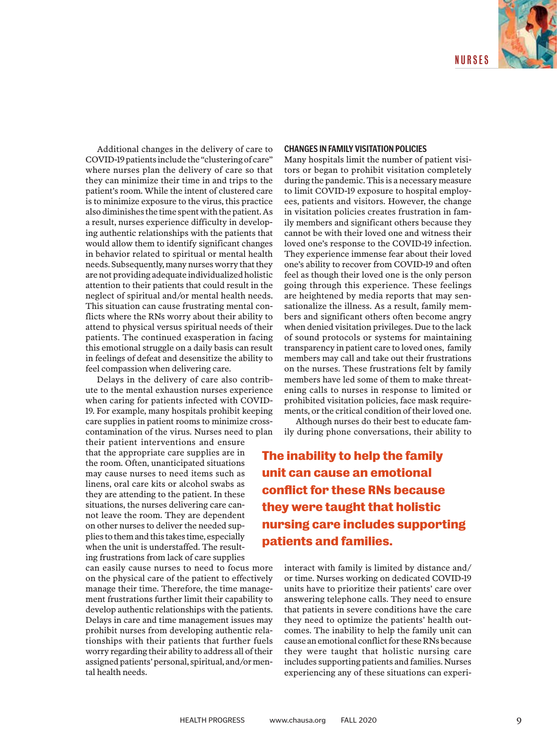Additional changes in the delivery of care to COVID-19 patients include the "clustering of care" where nurses plan the delivery of care so that they can minimize their time in and trips to the patient's room. While the intent of clustered care is to minimize exposure to the virus, this practice also diminishes the time spent with the patient. As a result, nurses experience difficulty in developing authentic relationships with the patients that would allow them to identify significant changes in behavior related to spiritual or mental health needs. Subsequently, many nurses worry that they are not providing adequate individualized holistic attention to their patients that could result in the neglect of spiritual and/or mental health needs. This situation can cause frustrating mental conflicts where the RNs worry about their ability to attend to physical versus spiritual needs of their patients. The continued exasperation in facing this emotional struggle on a daily basis can result in feelings of defeat and desensitize the ability to feel compassion when delivering care.

Delays in the delivery of care also contribute to the mental exhaustion nurses experience when caring for patients infected with COVID-19. For example, many hospitals prohibit keeping care supplies in patient rooms to minimize cross-contamination of the virus. Nurses need to plan their patient interventions and ensure that the appropriate care supplies are in the room. Often, unanticipated situations may cause nurses to need items such as linens, oral care kits or alcohol swabs as they are attending to the patient. In these situations, the nurses delivering care cannot leave the room. They are dependent on other nurses to deliver the needed supplies to them and this takes time, especially when the unit is understaffed. The resulting frustrations from lack of care supplies can easily cause nurses to need to focus more on the physical care of the patient to effectively manage their time. Therefore, the time management frustrations further limit their capability to develop authentic relationships with the patients. Delays in care and time management issues may prohibit nurses from developing authentic relationships with their patients that further fuels worry regarding their ability to address all of their assigned patients' personal, spiritual, and/or mental health needs.

### CHANGES IN FAMILY VISITATION POLICIES

Many hospitals limit the number of patient visitors or began to prohibit visitation completely during the pandemic. This is a necessary measure to limit COVID-19 exposure to hospital employees, patients and visitors. However, the change in visitation policies creates frustration in family members and significant others because they cannot be with their loved one and witness their loved one's response to the COVID-19 infection. They experience immense fear about their loved one's ability to recover from COVID-19 and often feel as though their loved one is the only person going through this experience. These feelings are heightened by media reports that may sensationalize the illness. As a result, family members and significant others often become angry when denied visitation privileges. Due to the lack of sound protocols or systems for maintaining transparency in patient care to loved ones, family members may call and take out their frustrations on the nurses. These frustrations felt by family members have led some of them to make threatening calls to nurses in response to limited or prohibited visitation policies, face mask requirements, or the critical condition of their loved one.

Although nurses do their best to educate family during phone conversations, their ability to interact with family is limited by distance and/or time. Nurses working on dedicated COVID-19 units have to prioritize their patients' care over answering telephone calls. They need to ensure that patients in severe conditions have the care they need to optimize the patients' health outcomes. The inability to help the family unit can cause an emotional conflict for these RNs because they were taught that holistic nursing care includes supporting patients and families. Nurses experiencing any of these situations can experi-

**The inability to help the family unit can cause an emotional conflict for these RNs because they were taught that holistic nursing care includes supporting patients and families.**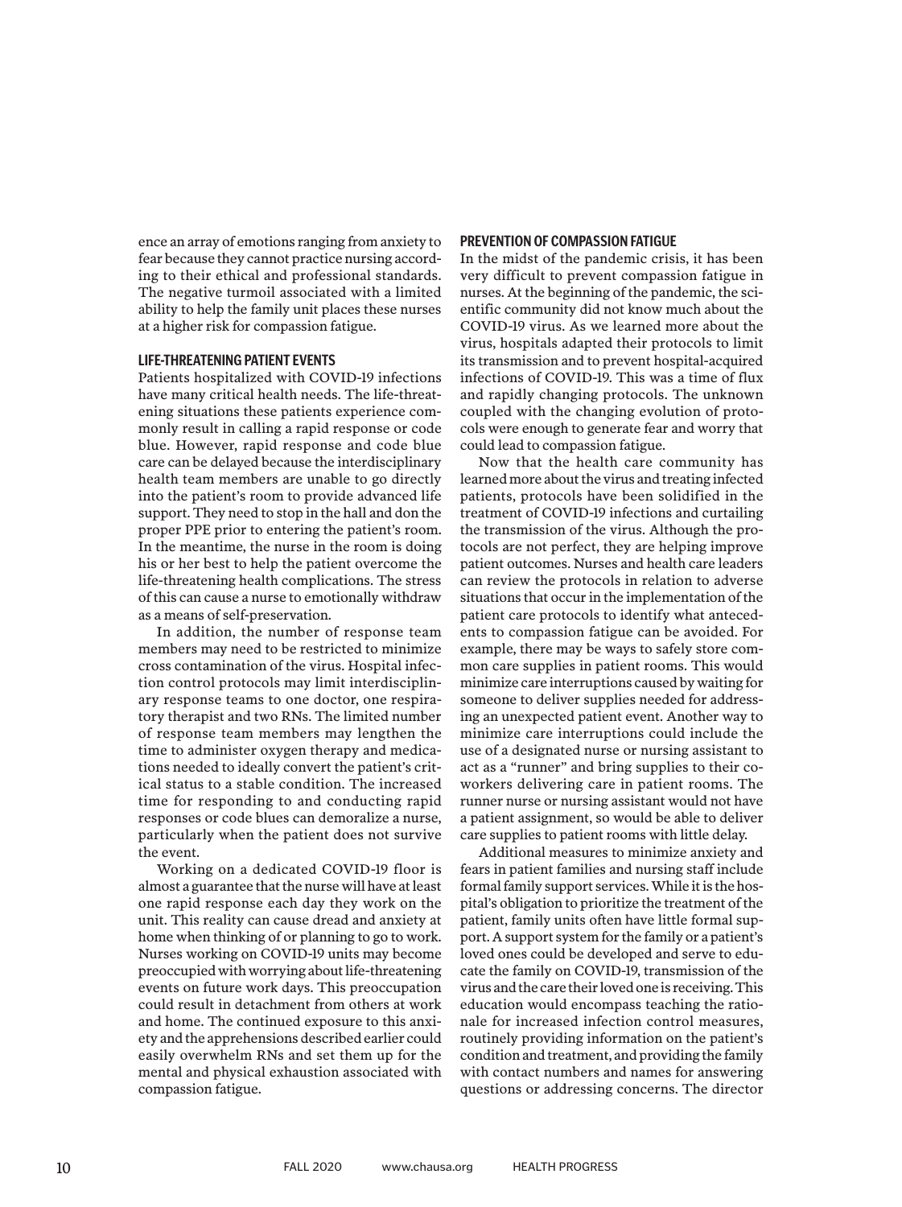ence an array of emotions ranging from anxiety to fear because they cannot practice nursing according to their ethical and professional standards. The negative turmoil associated with a limited ability to help the family unit places these nurses at a higher risk for compassion fatigue.

## LIFE-THREATENING PATIENT EVENTS

Patients hospitalized with COVID-19 infections have many critical health needs. The life-threatening situations these patients experience commonly result in calling a rapid response or code blue. However, rapid response and code blue care can be delayed because the interdisciplinary health team members are unable to go directly into the patient's room to provide advanced life support. They need to stop in the hall and don the proper PPE prior to entering the patient's room. In the meantime, the nurse in the room is doing his or her best to help the patient overcome the life-threatening health complications. The stress of this can cause a nurse to emotionally withdraw as a means of self-preservation.

In addition, the number of response team members may need to be restricted to minimize cross contamination of the virus. Hospital infection control protocols may limit interdisciplinary response teams to one doctor, one respiratory therapist and two RNs. The limited number of response team members may lengthen the time to administer oxygen therapy and medications needed to ideally convert the patient's critical status to a stable condition. The increased time for responding to and conducting rapid responses or code blues can demoralize a nurse, particularly when the patient does not survive the event.

Working on a dedicated COVID-19 floor is almost a guarantee that the nurse will have at least one rapid response each day they work on the unit. This reality can cause dread and anxiety at home when thinking of or planning to go to work. Nurses working on COVID-19 units may become preoccupied with worrying about life-threatening events on future work days. This preoccupation could result in detachment from others at work and home. The continued exposure to this anxiety and the apprehensions described earlier could easily overwhelm RNs and set them up for the mental and physical exhaustion associated with compassion fatigue.

## PREVENTION OF COMPASSION FATIGUE

In the midst of the pandemic crisis, it has been very difficult to prevent compassion fatigue in nurses. At the beginning of the pandemic, the scientific community did not know much about the COVID-19 virus. As we learned more about the virus, hospitals adapted their protocols to limit its transmission and to prevent hospital-acquired infections of COVID-19. This was a time of flux and rapidly changing protocols. The unknown coupled with the changing evolution of protocols were enough to generate fear and worry that could lead to compassion fatigue.

Now that the health care community has learned more about the virus and treating infected patients, protocols have been solidified in the treatment of COVID-19 infections and curtailing the transmission of the virus. Although the protocols are not perfect, they are helping improve patient outcomes. Nurses and health care leaders can review the protocols in relation to adverse situations that occur in the implementation of the patient care protocols to identify what antecedents to compassion fatigue can be avoided. For example, there may be ways to safely store common care supplies in patient rooms. This would minimize care interruptions caused by waiting for someone to deliver supplies needed for addressing an unexpected patient event. Another way to minimize care interruptions could include the use of a designated nurse or nursing assistant to act as a "runner" and bring supplies to their coworkers delivering care in patient rooms. The runner nurse or nursing assistant would not have a patient assignment, so would be able to deliver care supplies to patient rooms with little delay.

Additional measures to minimize anxiety and fears in patient families and nursing staff include formal family support services. While it is the hospital's obligation to prioritize the treatment of the patient, family units often have little formal support. A support system for the family or a patient's loved ones could be developed and serve to educate the family on COVID-19, transmission of the virus and the care their loved one is receiving. This education would encompass teaching the rationale for increased infection control measures, routinely providing information on the patient's condition and treatment, and providing the family with contact numbers and names for answering questions or addressing concerns. The director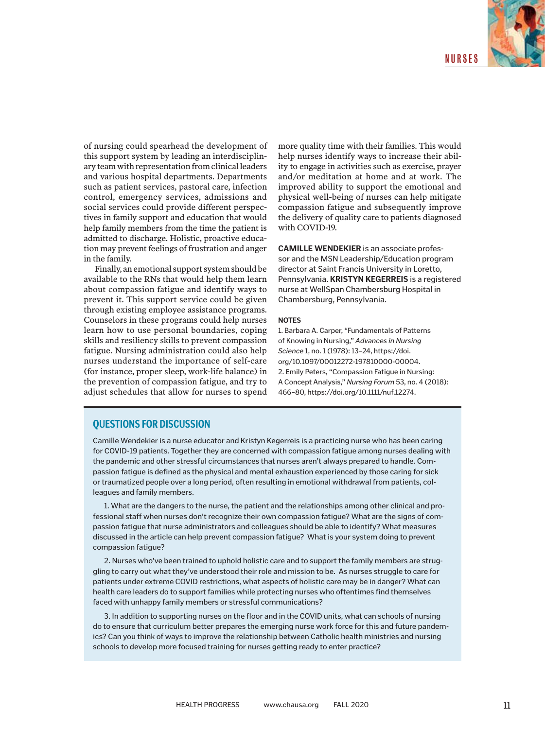of nursing could spearhead the development of this support system by leading an interdisciplinary team with representation from clinical leaders and various hospital departments. Departments such as patient services, pastoral care, infection control, emergency services, admissions and social services could provide different perspectives in family support and education that would help family members from the time the patient is admitted to discharge. Holistic, proactive education may prevent feelings of frustration and anger in the family.

Finally, an emotional support system should be available to the RNs that would help them learn about compassion fatigue and identify ways to prevent it. This support service could be given through existing employee assistance programs. Counselors in these programs could help nurses learn how to use personal boundaries, coping skills and resiliency skills to prevent compassion fatigue. Nursing administration could also help nurses understand the importance of self-care (for instance, proper sleep, work-life balance) in the prevention of compassion fatigue, and try to adjust schedules that allow for nurses to spend more quality time with their families. This would help nurses identify ways to increase their ability to engage in activities such as exercise, prayer and/or meditation at home and at work. The improved ability to support the emotional and physical well-being of nurses can help mitigate compassion fatigue and subsequently improve the delivery of quality care to patients diagnosed with COVID-19.

**CAMILLE WENDEKIER** is an associate professor and the MSN Leadership/Education program director at Saint Francis University in Loretto, Pennsylvania. **KRISTYN KEGERREIS** is a registered nurse at WellSpan Chambersburg Hospital in Chambersburg, Pennsylvania.

**NOTES**

1. Barbara A. Carper, "Fundamentals of Patterns of Knowing in Nursing," *Advances in Nursing Science* 1, no. 1 (1978): 13–24, https://doi.org/10.1097/00012272-197810000-00004.
2. Emily Peters, "Compassion Fatigue in Nursing: A Concept Analysis," *Nursing Forum* 53, no. 4 (2018): 466–80, https://doi.org/10.1111/nuf.12274.

## QUESTIONS FOR DISCUSSION

Camille Wendekier is a nurse educator and Kristyn Kegerreis is a practicing nurse who has been caring for COVID-19 patients. Together they are concerned with compassion fatigue among nurses dealing with the pandemic and other stressful circumstances that nurses aren't always prepared to handle. Compassion fatigue is defined as the physical and mental exhaustion experienced by those caring for sick or traumatized people over a long period, often resulting in emotional withdrawal from patients, colleagues and family members.

1. What are the dangers to the nurse, the patient and the relationships among other clinical and professional staff when nurses don't recognize their own compassion fatigue? What are the signs of compassion fatigue that nurse administrators and colleagues should be able to identify? What measures discussed in the article can help prevent compassion fatigue? What is your system doing to prevent compassion fatigue?

2. Nurses who've been trained to uphold holistic care and to support the family members are struggling to carry out what they've understood their role and mission to be. As nurses struggle to care for patients under extreme COVID restrictions, what aspects of holistic care may be in danger? What can health care leaders do to support families while protecting nurses who oftentimes find themselves faced with unhappy family members or stressful communications?

3. In addition to supporting nurses on the floor and in the COVID units, what can schools of nursing do to ensure that curriculum better prepares the emerging nurse work force for this and future pandemics? Can you think of ways to improve the relationship between Catholic health ministries and nursing schools to develop more focused training for nurses getting ready to enter practice?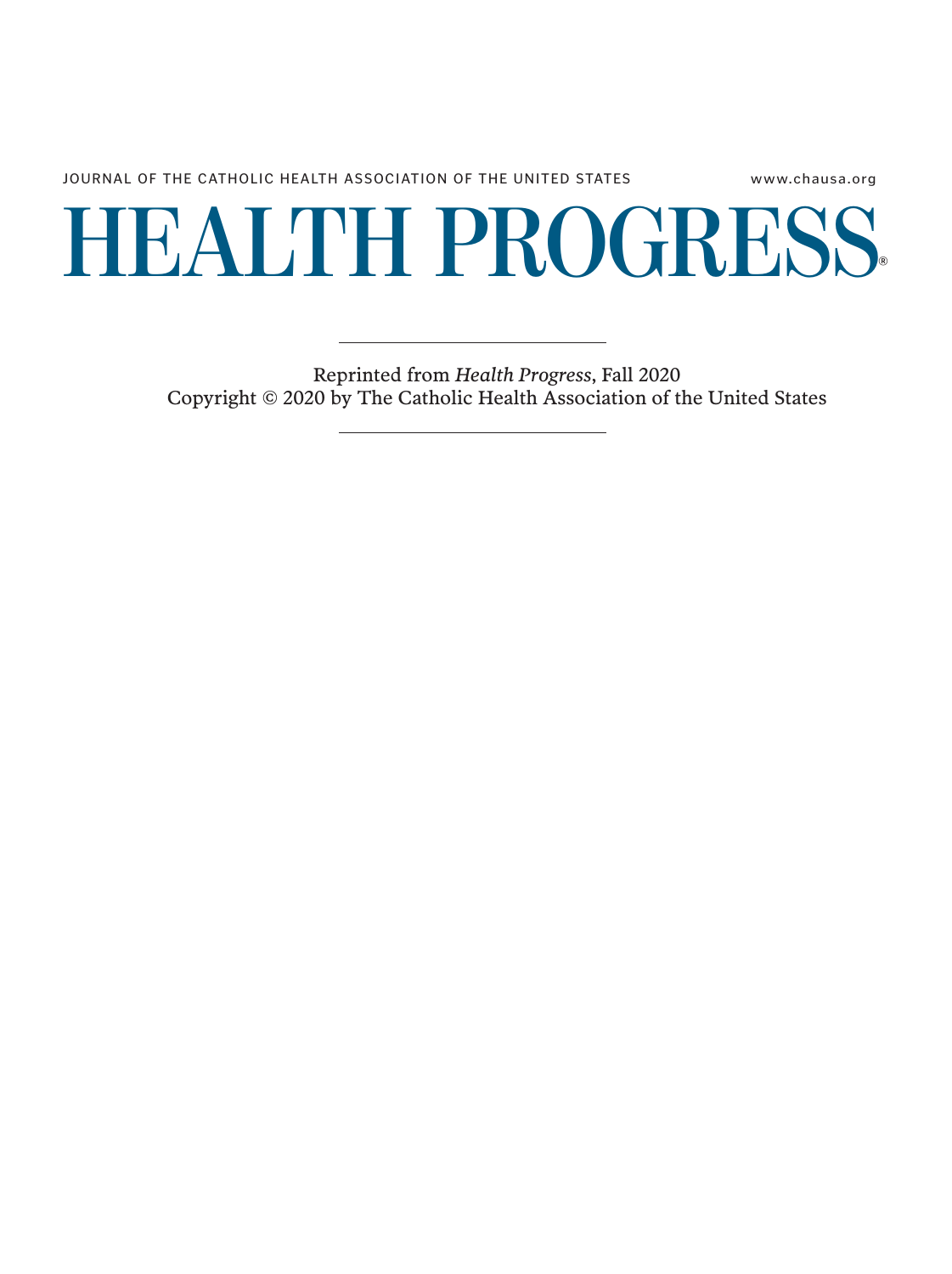JOURNAL OF THE CATHOLIC HEALTH ASSOCIATION OF THE UNITED STATES www.chausa.org

# HEALTH PROGRESS®

Reprinted from *Health Progress*, Fall 2020
Copyright © 2020 by The Catholic Health Association of the United States